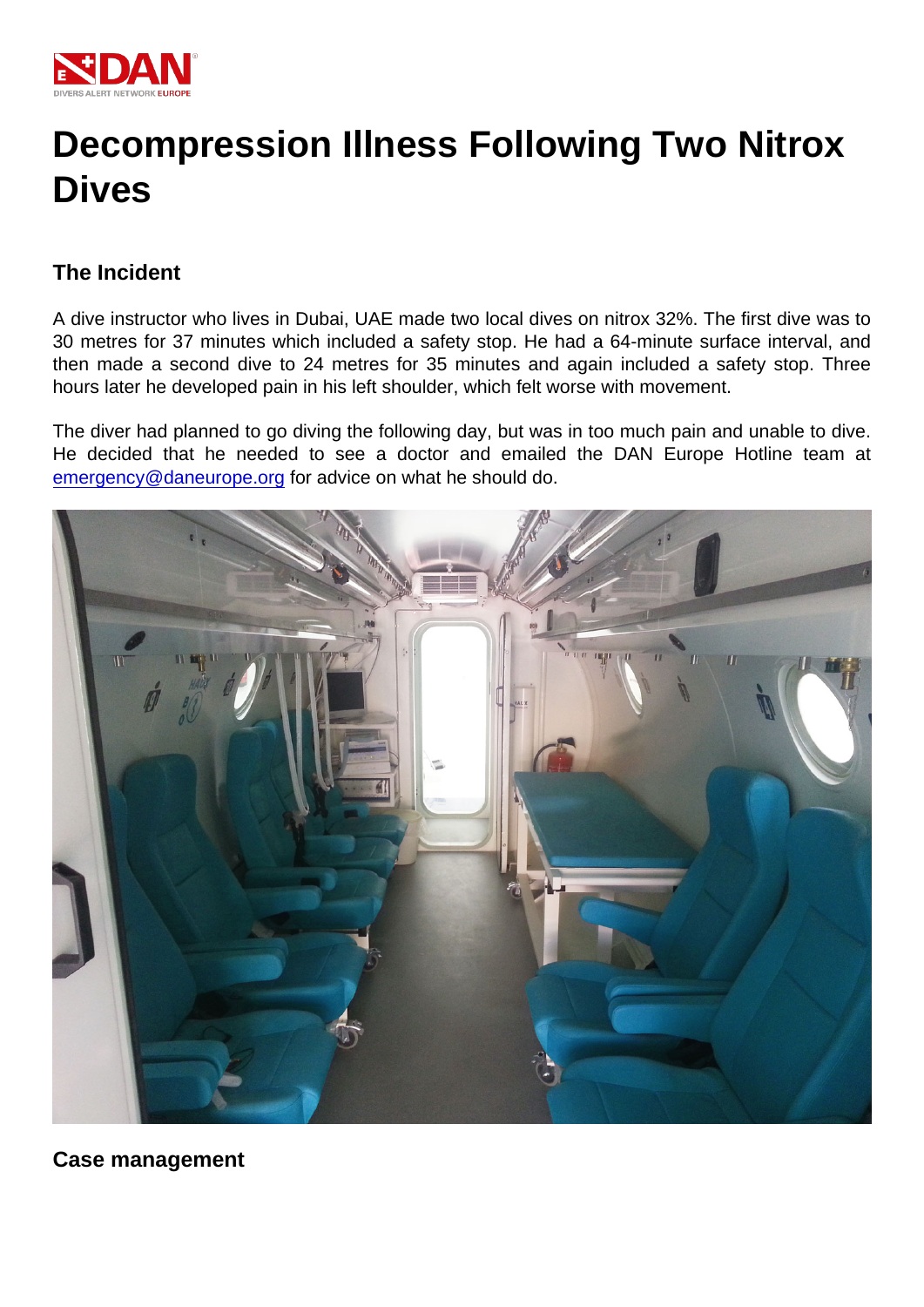# Decompression Illness Following Two Nitrox Dives

## The Incident

A dive instructor who lives in Dubai, UAE made two local dives on nitrox 32%. The first dive was to 30 metres for 37 minutes which included a safety stop. He had a 64-minute surface interval, and then made a second dive to 24 metres for 35 minutes and again included a safety stop. Three hours later he developed pain in his left shoulder, which felt worse with movement.

The diver had planned to go diving the following day, but was in too much pain and unable to dive. He decided that he needed to see a doctor and emailed the DAN Europe Hotline team at emergency@daneurope.org for advice on what he should do.

## Case management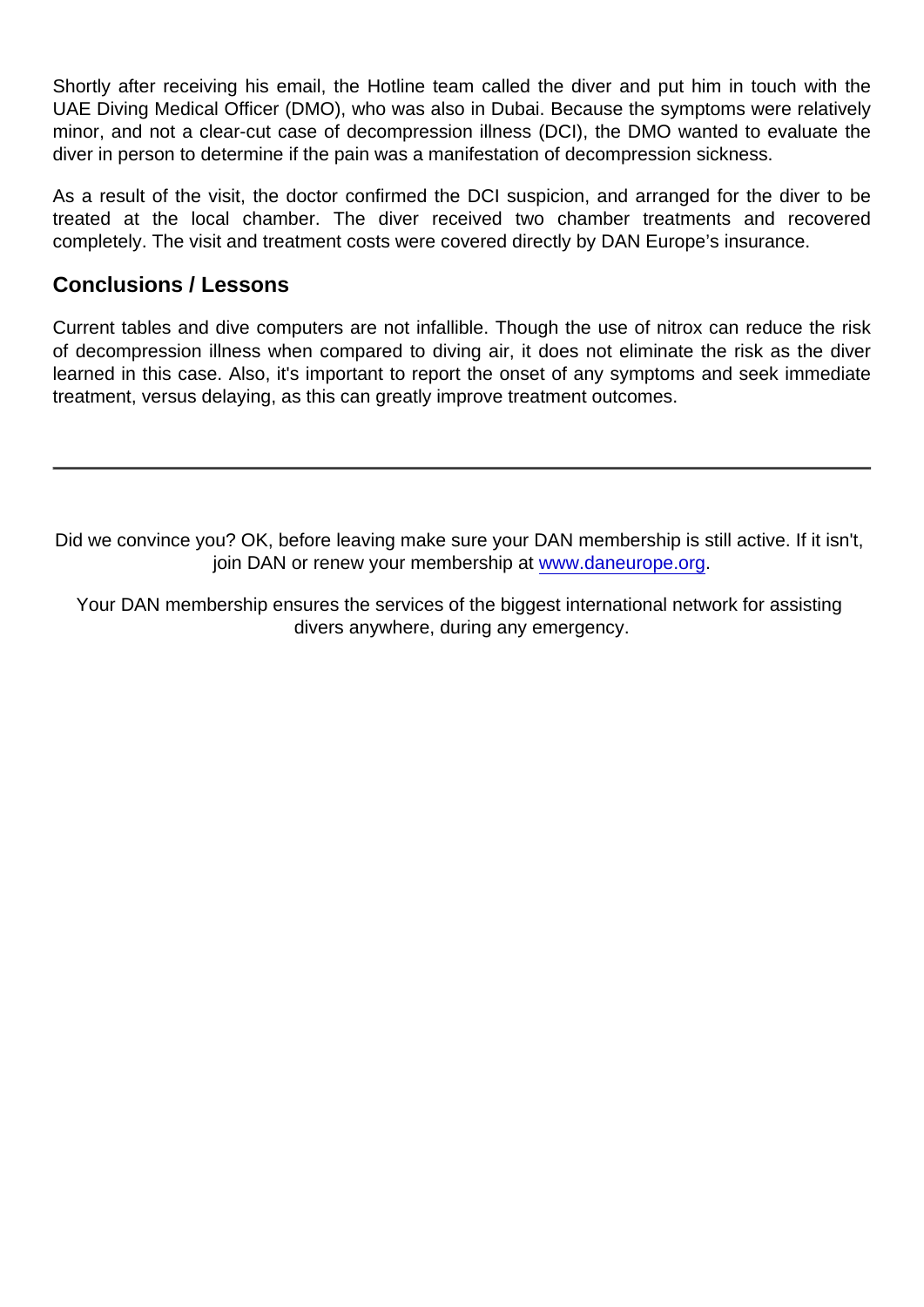Shortly after receiving his email, the Hotline team called the diver and put him in touch with the UAE Diving Medical Officer (DMO), who was also in Dubai. Because the symptoms were relatively minor, and not a clear-cut case of decompression illness (DCI), the DMO wanted to evaluate the diver in person to determine if the pain was a manifestation of decompression sickness.

As a result of the visit, the doctor confirmed the DCI suspicion, and arranged for the diver to be treated at the local chamber. The diver received two chamber treatments and recovered completely. The visit and treatment costs were covered directly by DAN Europe's insurance.

## Conclusions / Lessons

Current tables and dive computers are not infallible. Though the use of nitrox can reduce the risk of decompression illness when compared to diving air, it does not eliminate the risk as the diver learned in this case. Also, it's important to report the onset of any symptoms and seek immediate treatment, versus delaying, as this can greatly improve treatment outcomes.

---

Did we convince you? OK, before leaving make sure your DAN membership is still active. If it isn't, join DAN or renew your membership at [www.daneurope.org](http://www.daneurope.org).

Your DAN membership ensures the services of the biggest international network for assisting divers anywhere, during any emergency.